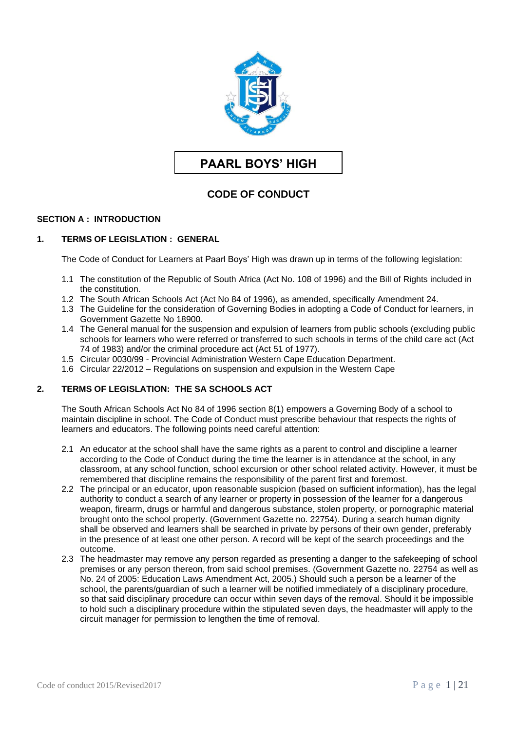# PAARL BOYS' HIGH

## CODE OF CONDUCT

### SECTION A : INTRODUCTION

**1. TERMS OF LEGISLATION : GENERAL**

The Code of Conduct for Learners at Paarl Boys' High was drawn up in terms of the following legislation:

1.1 The constitution of the Republic of South Africa (Act No. 108 of 1996) and the Bill of Rights included in the constitution.
1.2 The South African Schools Act (Act No 84 of 1996), as amended, specifically Amendment 24.
1.3 The Guideline for the consideration of Governing Bodies in adopting a Code of Conduct for learners, in Government Gazette No 18900.
1.4 The General manual for the suspension and expulsion of learners from public schools (excluding public schools for learners who were referred or transferred to such schools in terms of the child care act (Act 74 of 1983) and/or the criminal procedure act (Act 51 of 1977).
1.5 Circular 0030/99 - Provincial Administration Western Cape Education Department.
1.6 Circular 22/2012 – Regulations on suspension and expulsion in the Western Cape

**2. TERMS OF LEGISLATION: THE SA SCHOOLS ACT**

The South African Schools Act No 84 of 1996 section 8(1) empowers a Governing Body of a school to maintain discipline in school. The Code of Conduct must prescribe behaviour that respects the rights of learners and educators. The following points need careful attention:

2.1 An educator at the school shall have the same rights as a parent to control and discipline a learner according to the Code of Conduct during the time the learner is in attendance at the school, in any classroom, at any school function, school excursion or other school related activity. However, it must be remembered that discipline remains the responsibility of the parent first and foremost.
2.2 The principal or an educator, upon reasonable suspicion (based on sufficient information), has the legal authority to conduct a search of any learner or property in possession of the learner for a dangerous weapon, firearm, drugs or harmful and dangerous substance, stolen property, or pornographic material brought onto the school property. (Government Gazette no. 22754). During a search human dignity shall be observed and learners shall be searched in private by persons of their own gender, preferably in the presence of at least one other person. A record will be kept of the search proceedings and the outcome.
2.3 The headmaster may remove any person regarded as presenting a danger to the safekeeping of school premises or any person thereon, from said school premises. (Government Gazette no. 22754 as well as No. 24 of 2005: Education Laws Amendment Act, 2005.) Should such a person be a learner of the school, the parents/guardian of such a learner will be notified immediately of a disciplinary procedure, so that said disciplinary procedure can occur within seven days of the removal. Should it be impossible to hold such a disciplinary procedure within the stipulated seven days, the headmaster will apply to the circuit manager for permission to lengthen the time of removal.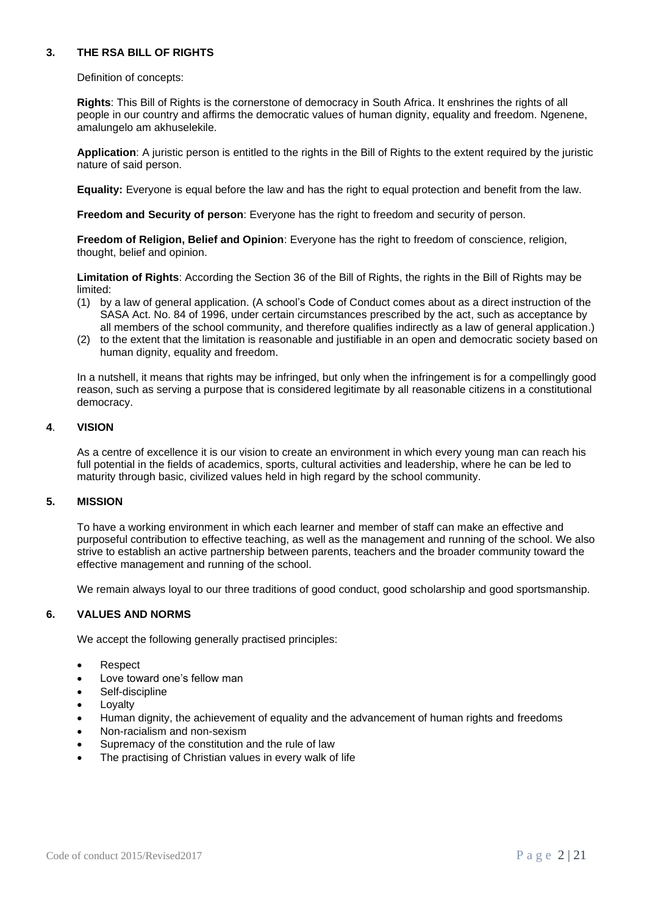## 3. THE RSA BILL OF RIGHTS

Definition of concepts:

**Rights**: This Bill of Rights is the cornerstone of democracy in South Africa. It enshrines the rights of all people in our country and affirms the democratic values of human dignity, equality and freedom. Ngenene, amalungelo am akhuselekile.

**Application**: A juristic person is entitled to the rights in the Bill of Rights to the extent required by the juristic nature of said person.

**Equality:** Everyone is equal before the law and has the right to equal protection and benefit from the law.

**Freedom and Security of person**: Everyone has the right to freedom and security of person.

**Freedom of Religion, Belief and Opinion**: Everyone has the right to freedom of conscience, religion, thought, belief and opinion.

**Limitation of Rights**: According the Section 36 of the Bill of Rights, the rights in the Bill of Rights may be limited:

(1) by a law of general application. (A school's Code of Conduct comes about as a direct instruction of the SASA Act. No. 84 of 1996, under certain circumstances prescribed by the act, such as acceptance by all members of the school community, and therefore qualifies indirectly as a law of general application.)
(2) to the extent that the limitation is reasonable and justifiable in an open and democratic society based on human dignity, equality and freedom.

In a nutshell, it means that rights may be infringed, but only when the infringement is for a compellingly good reason, such as serving a purpose that is considered legitimate by all reasonable citizens in a constitutional democracy.

## 4. VISION

As a centre of excellence it is our vision to create an environment in which every young man can reach his full potential in the fields of academics, sports, cultural activities and leadership, where he can be led to maturity through basic, civilized values held in high regard by the school community.

## 5. MISSION

To have a working environment in which each learner and member of staff can make an effective and purposeful contribution to effective teaching, as well as the management and running of the school. We also strive to establish an active partnership between parents, teachers and the broader community toward the effective management and running of the school.

We remain always loyal to our three traditions of good conduct, good scholarship and good sportsmanship.

## 6. VALUES AND NORMS

We accept the following generally practised principles:

- Respect
- Love toward one's fellow man
- Self-discipline
- Loyalty
- Human dignity, the achievement of equality and the advancement of human rights and freedoms
- Non-racialism and non-sexism
- Supremacy of the constitution and the rule of law
- The practising of Christian values in every walk of life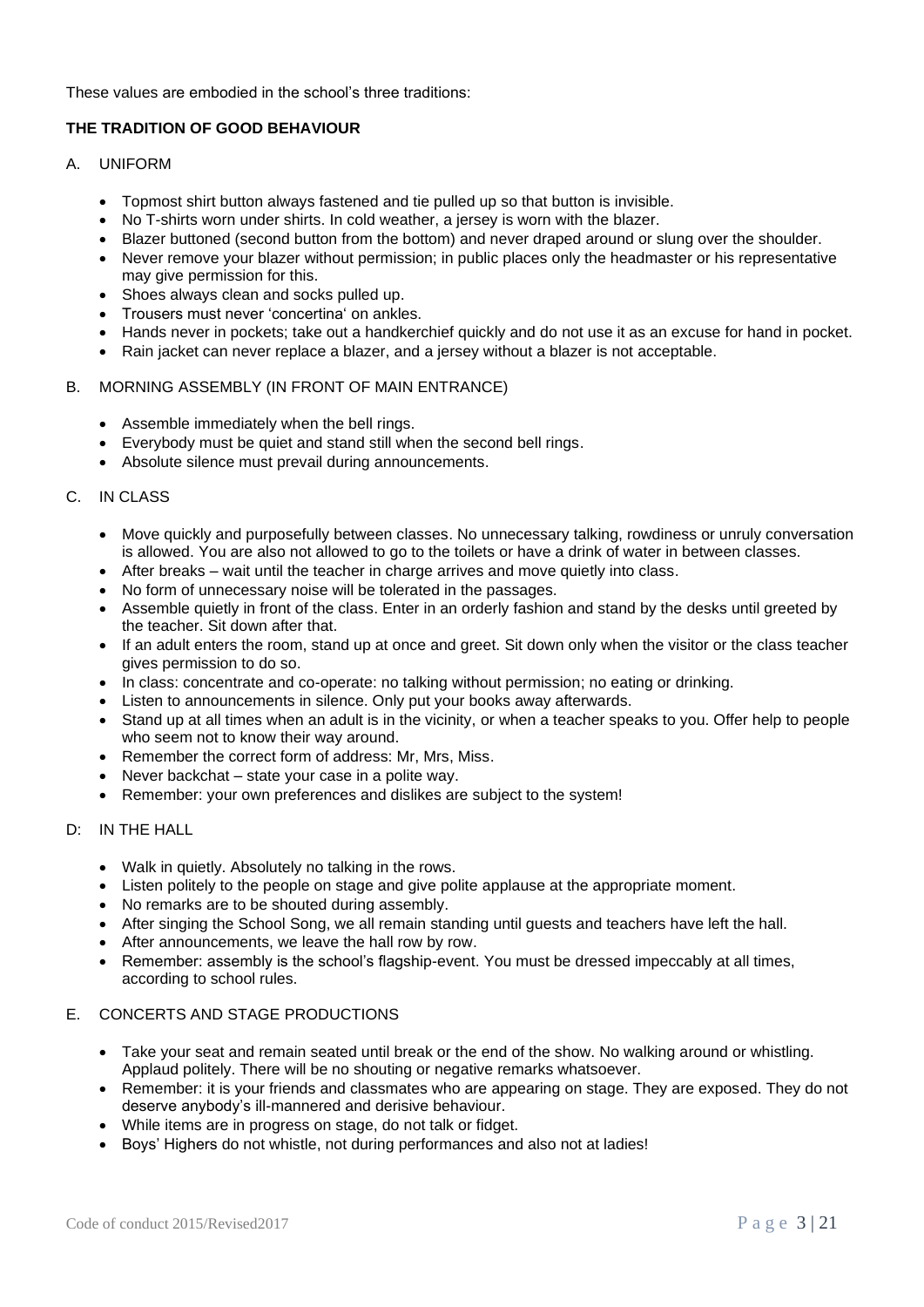These values are embodied in the school's three traditions:

**THE TRADITION OF GOOD BEHAVIOUR**

A. UNIFORM

- Topmost shirt button always fastened and tie pulled up so that button is invisible.
- No T-shirts worn under shirts. In cold weather, a jersey is worn with the blazer.
- Blazer buttoned (second button from the bottom) and never draped around or slung over the shoulder.
- Never remove your blazer without permission; in public places only the headmaster or his representative may give permission for this.
- Shoes always clean and socks pulled up.
- Trousers must never 'concertina' on ankles.
- Hands never in pockets; take out a handkerchief quickly and do not use it as an excuse for hand in pocket.
- Rain jacket can never replace a blazer, and a jersey without a blazer is not acceptable.

B. MORNING ASSEMBLY (IN FRONT OF MAIN ENTRANCE)

- Assemble immediately when the bell rings.
- Everybody must be quiet and stand still when the second bell rings.
- Absolute silence must prevail during announcements.

C. IN CLASS

- Move quickly and purposefully between classes. No unnecessary talking, rowdiness or unruly conversation is allowed. You are also not allowed to go to the toilets or have a drink of water in between classes.
- After breaks – wait until the teacher in charge arrives and move quietly into class.
- No form of unnecessary noise will be tolerated in the passages.
- Assemble quietly in front of the class. Enter in an orderly fashion and stand by the desks until greeted by the teacher. Sit down after that.
- If an adult enters the room, stand up at once and greet. Sit down only when the visitor or the class teacher gives permission to do so.
- In class: concentrate and co-operate: no talking without permission; no eating or drinking.
- Listen to announcements in silence. Only put your books away afterwards.
- Stand up at all times when an adult is in the vicinity, or when a teacher speaks to you. Offer help to people who seem not to know their way around.
- Remember the correct form of address: Mr, Mrs, Miss.
- Never backchat – state your case in a polite way.
- Remember: your own preferences and dislikes are subject to the system!

D: IN THE HALL

- Walk in quietly. Absolutely no talking in the rows.
- Listen politely to the people on stage and give polite applause at the appropriate moment.
- No remarks are to be shouted during assembly.
- After singing the School Song, we all remain standing until guests and teachers have left the hall.
- After announcements, we leave the hall row by row.
- Remember: assembly is the school's flagship-event. You must be dressed impeccably at all times, according to school rules.

E. CONCERTS AND STAGE PRODUCTIONS

- Take your seat and remain seated until break or the end of the show. No walking around or whistling. Applaud politely. There will be no shouting or negative remarks whatsoever.
- Remember: it is your friends and classmates who are appearing on stage. They are exposed. They do not deserve anybody's ill-mannered and derisive behaviour.
- While items are in progress on stage, do not talk or fidget.
- Boys' Highers do not whistle, not during performances and also not at ladies!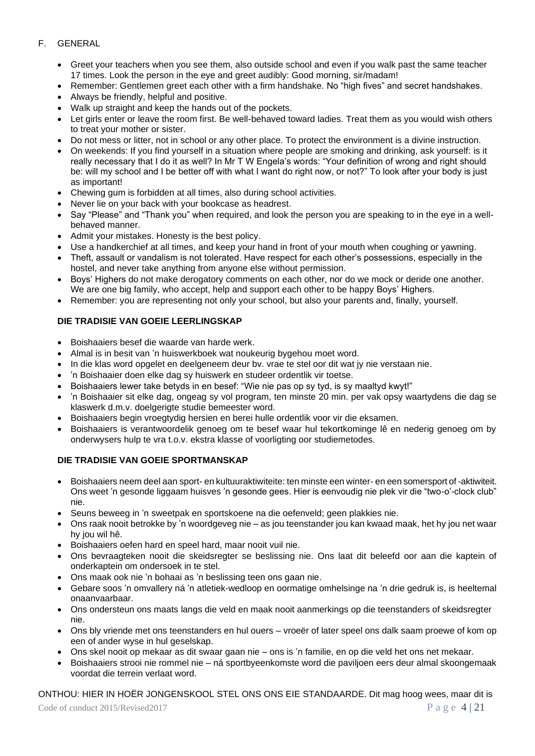F. GENERAL

- Greet your teachers when you see them, also outside school and even if you walk past the same teacher 17 times. Look the person in the eye and greet audibly: Good morning, sir/madam!
- Remember: Gentlemen greet each other with a firm handshake. No "high fives" and secret handshakes.
- Always be friendly, helpful and positive.
- Walk up straight and keep the hands out of the pockets.
- Let girls enter or leave the room first. Be well-behaved toward ladies. Treat them as you would wish others to treat your mother or sister.
- Do not mess or litter, not in school or any other place. To protect the environment is a divine instruction.
- On weekends: If you find yourself in a situation where people are smoking and drinking, ask yourself: is it really necessary that I do it as well? In Mr T W Engela's words: "Your definition of wrong and right should be: will my school and I be better off with what I want do right now, or not?" To look after your body is just as important!
- Chewing gum is forbidden at all times, also during school activities.
- Never lie on your back with your bookcase as headrest.
- Say "Please" and "Thank you" when required, and look the person you are speaking to in the eye in a well-behaved manner.
- Admit your mistakes. Honesty is the best policy.
- Use a handkerchief at all times, and keep your hand in front of your mouth when coughing or yawning.
- Theft, assault or vandalism is not tolerated. Have respect for each other's possessions, especially in the hostel, and never take anything from anyone else without permission.
- Boys' Highers do not make derogatory comments on each other, nor do we mock or deride one another. We are one big family, who accept, help and support each other to be happy Boys' Highers.
- Remember: you are representing not only your school, but also your parents and, finally, yourself.

**DIE TRADISIE VAN GOEIE LEERLINGSKAP**

- Boishaaiers besef die waarde van harde werk.
- Almal is in besit van 'n huiswerkboek wat noukeurig bygehou moet word.
- In die klas word opgelet en deelgeneem deur bv. vrae te stel oor dit wat jy nie verstaan nie.
- 'n Boishaaier doen elke dag sy huiswerk en studeer ordentlik vir toetse.
- Boishaaiers lewer take betyds in en besef: "Wie nie pas op sy tyd, is sy maaltyd kwyt!"
- 'n Boishaaier sit elke dag, ongeag sy vol program, ten minste 20 min. per vak opsy waartydens die dag se klaswerk d.m.v. doelgerigte studie bemeester word.
- Boishaaiers begin vroegtydig hersien en berei hulle ordentlik voor vir die eksamen.
- Boishaaiers is verantwoordelik genoeg om te besef waar hul tekortkominge lê en nederig genoeg om by onderwysers hulp te vra t.o.v. ekstra klasse of voorligting oor studiemetodes.

**DIE TRADISIE VAN GOEIE SPORTMANSKAP**

- Boishaaiers neem deel aan sport- en kultuuraktiwiteite: ten minste een winter- en een somersport of -aktiwiteit. Ons weet 'n gesonde liggaam huisves 'n gesonde gees. Hier is eenvoudig nie plek vir die "two-o'-clock club" nie.
- Seuns beweeg in 'n sweetpak en sportskoene na die oefenveld; geen plakkies nie.
- Ons raak nooit betrokke by 'n woordgeveg nie – as jou teenstander jou kan kwaad maak, het hy jou net waar hy jou wil hê.
- Boishaaiers oefen hard en speel hard, maar nooit vuil nie.
- Ons bevraagteken nooit die skeidsregter se beslissing nie. Ons laat dit beleefd oor aan die kaptein of onderkaptein om ondersoek in te stel.
- Ons maak ook nie 'n bohaai as 'n beslissing teen ons gaan nie.
- Gebare soos 'n omvallery ná 'n atletiek-wedloop en oormatige omhelsinge na 'n drie gedruk is, is heeltemal onaanvaarbaar.
- Ons ondersteun ons maats langs die veld en maak nooit aanmerkings op die teenstanders of skeidsregter nie.
- Ons bly vriende met ons teenstanders en hul ouers – vroeër of later speel ons dalk saam proewe of kom op een of ander wyse in hul geselskap.
- Ons skel nooit op mekaar as dit swaar gaan nie – ons is 'n familie, en op die veld het ons net mekaar.
- Boishaaiers strooi nie rommel nie – ná sportbyeenkomste word die paviljoen eers deur almal skoongemaak voordat die terrein verlaat word.

ONTHOU: HIER IN HOËR JONGENSKOOL STEL ONS ONS EIE STANDAARDE. Dit mag hoog wees, maar dit is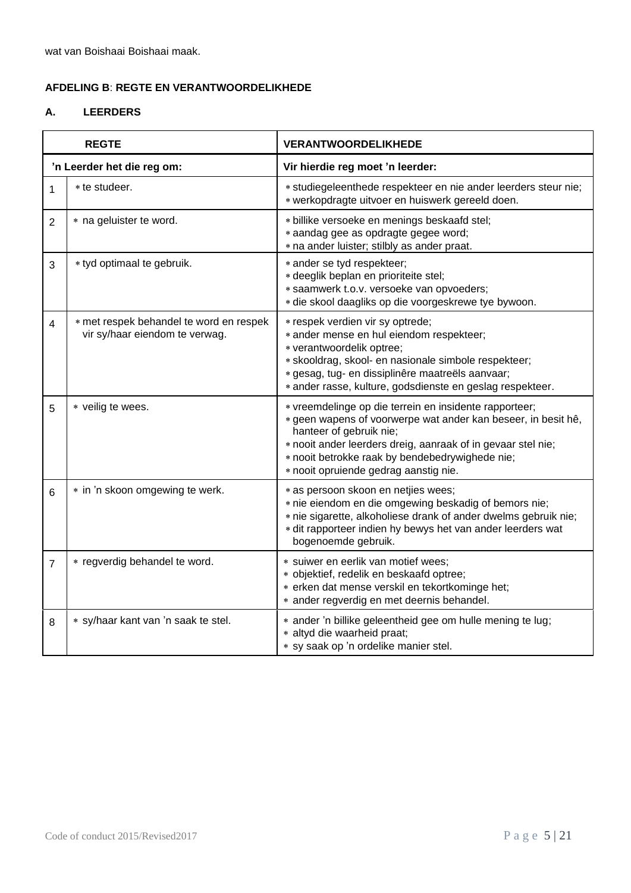wat van Boishaai Boishaai maak.

**AFDELING B**: **REGTE EN VERANTWOORDELIKHEDE**

**A. LEERDERS**

| | **REGTE** | **VERANTWOORDELIKHEDE** |
|---|---|---|
| | **'n Leerder het die reg om:** | **Vir hierdie reg moet 'n leerder:** |
| 1 | * te studeer. | * studiegeleenthede respekteer en nie ander leerders steur nie;<br>* werkopdragte uitvoer en huiswerk gereeld doen. |
| 2 | * na geluister te word. | * billike versoeke en menings beskaafd stel;<br>* aandag gee as opdragte gegee word;<br>* na ander luister; stilbly as ander praat. |
| 3 | * tyd optimaal te gebruik. | * ander se tyd respekteer;<br>* deeglik beplan en prioriteite stel;<br>* saamwerk t.o.v. versoeke van opvoeders;<br>* die skool daagliks op die voorgeskrewe tye bywoon. |
| 4 | * met respek behandel te word en respek vir sy/haar eiendom te verwag. | * respek verdien vir sy optrede;<br>* ander mense en hul eiendom respekteer;<br>* verantwoordelik optree;<br>* skooldrag, skool- en nasionale simbole respekteer;<br>* gesag, tug- en dissiplinêre maatreëls aanvaar;<br>* ander rasse, kulture, godsdienste en geslag respekteer. |
| 5 | * veilig te wees. | * vreemdelinge op die terrein en insidente rapporteer;<br>* geen wapens of voorwerpe wat ander kan beseer, in besit hê, hanteer of gebruik nie;<br>* nooit ander leerders dreig, aanraak of in gevaar stel nie;<br>* nooit betrokke raak by bendebedrywighede nie;<br>* nooit opruiende gedrag aanstig nie. |
| 6 | * in 'n skoon omgewing te werk. | * as persoon skoon en netjies wees;<br>* nie eiendom en die omgewing beskadig of bemors nie;<br>* nie sigarette, alkoholiese drank of ander dwelms gebruik nie;<br>* dit rapporteer indien hy bewys het van ander leerders wat bogenoemde gebruik. |
| 7 | * regverdig behandel te word. | * suiwer en eerlik van motief wees;<br>* objektief, redelik en beskaafd optree;<br>* erken dat mense verskil en tekortkominge het;<br>* ander regverdig en met deernis behandel. |
| 8 | * sy/haar kant van 'n saak te stel. | * ander 'n billike geleentheid gee om hulle mening te lug;<br>* altyd die waarheid praat;<br>* sy saak op 'n ordelike manier stel. |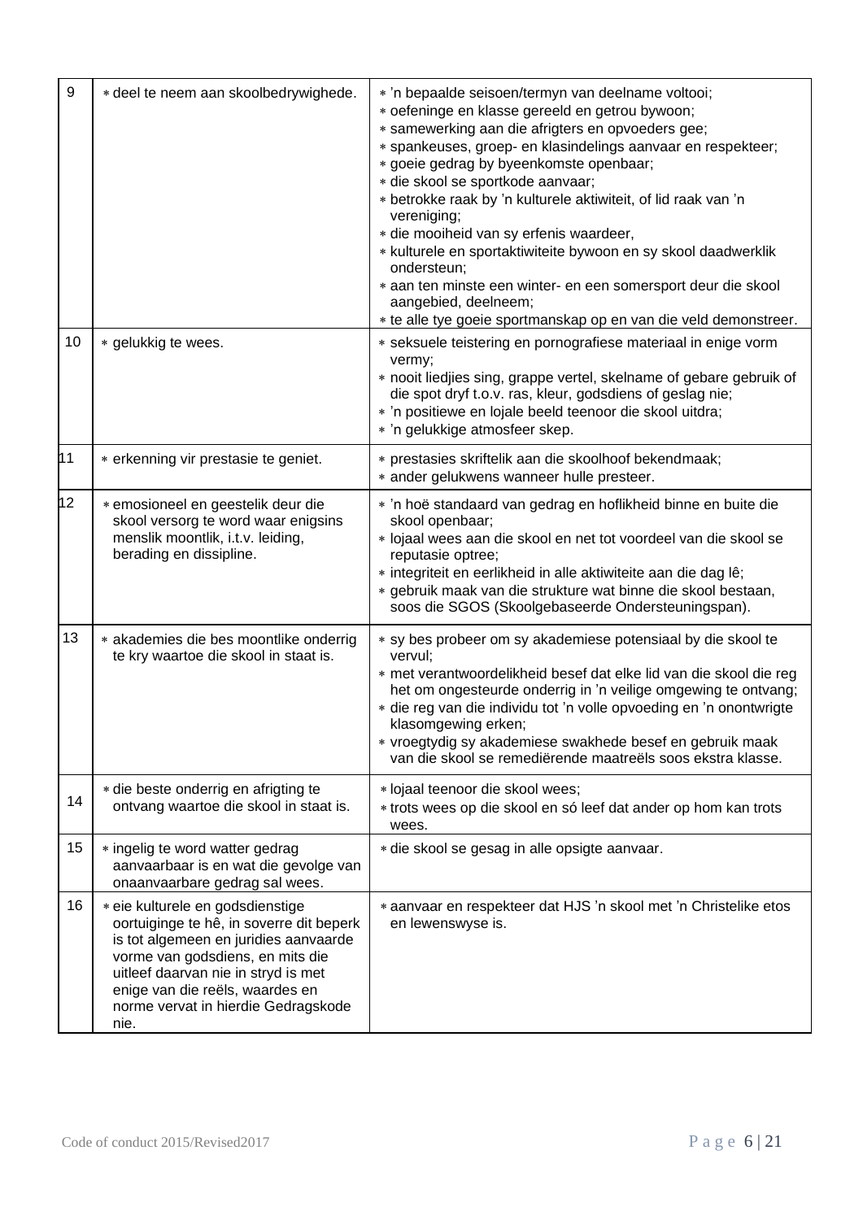| | | |
|---|---|---|
| 9 | * deel te neem aan skoolbedrywighede. | * 'n bepaalde seisoen/termyn van deelname voltooi;<br>* oefeninge en klasse gereeld en getrou bywoon;<br>* samewerking aan die afrigters en opvoeders gee;<br>* spankeuses, groep- en klasindelings aanvaar en respekteer;<br>* goeie gedrag by byeenkomste openbaar;<br>* die skool se sportkode aanvaar;<br>* betrokke raak by 'n kulturele aktiwiteit, of lid raak van 'n vereniging;<br>* die mooiheid van sy erfenis waardeer,<br>* kulturele en sportaktiwiteite bywoon en sy skool daadwerklik ondersteun;<br>* aan ten minste een winter- en een somersport deur die skool aangebied, deelneem;<br>* te alle tye goeie sportmanskap op en van die veld demonstreer. |
| 10 | * gelukkig te wees. | * seksuele teistering en pornografiese materiaal in enige vorm vermy;<br>* nooit liedjies sing, grappe vertel, skelname of gebare gebruik of die spot dryf t.o.v. ras, kleur, godsdiens of geslag nie;<br>* 'n positiewe en lojale beeld teenoor die skool uitdra;<br>* 'n gelukkige atmosfeer skep. |
| 11 | * erkenning vir prestasie te geniet. | * prestasies skriftelik aan die skoolhoof bekendmaak;<br>* ander gelukwens wanneer hulle presteer. |
| 12 | * emosioneel en geestelik deur die skool versorg te word waar enigsins menslik moontlik, i.t.v. leiding, berading en dissipline. | * 'n hoë standaard van gedrag en hoflikheid binne en buite die skool openbaar;<br>* lojaal wees aan die skool en net tot voordeel van die skool se reputasie optree;<br>* integriteit en eerlikheid in alle aktiwiteite aan die dag lê;<br>* gebruik maak van die strukture wat binne die skool bestaan, soos die SGOS (Skoolgebaseerde Ondersteuningspan). |
| 13 | * akademies die bes moontlike onderrig te kry waartoe die skool in staat is. | * sy bes probeer om sy akademiese potensiaal by die skool te vervul;<br>* met verantwoordelikheid besef dat elke lid van die skool die reg het om ongesteurde onderrig in 'n veilige omgewing te ontvang;<br>* die reg van die individu tot 'n volle opvoeding en 'n onontwrigte klasomgewing erken;<br>* vroegtydig sy akademiese swakhede besef en gebruik maak van die skool se remediërende maatreëls soos ekstra klasse. |
| 14 | * die beste onderrig en afrigting te ontvang waartoe die skool in staat is. | * lojaal teenoor die skool wees;<br>* trots wees op die skool en só leef dat ander op hom kan trots wees. |
| 15 | * ingelig te word watter gedrag aanvaarbaar is en wat die gevolge van onaanvaarbare gedrag sal wees. | * die skool se gesag in alle opsigte aanvaar. |
| 16 | * eie kulturele en godsdienstige oortuiginge te hê, in soverre dit beperk is tot algemeen en juridies aanvaarde vorme van godsdiens, en mits die uitleef daarvan nie in stryd is met enige van die reëls, waardes en norme vervat in hierdie Gedragskode nie. | * aanvaar en respekteer dat HJS 'n skool met 'n Christelike etos en lewenswyse is. |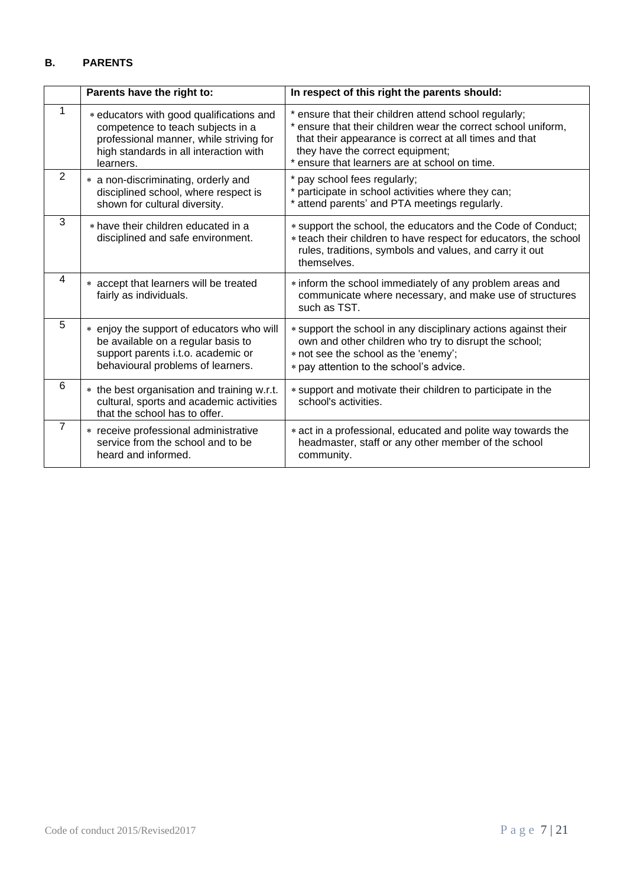## B. PARENTS

| | Parents have the right to: | In respect of this right the parents should: |
|---|---|---|
| 1 | * educators with good qualifications and competence to teach subjects in a professional manner, while striving for high standards in all interaction with learners. | * ensure that their children attend school regularly;<br>* ensure that their children wear the correct school uniform, that their appearance is correct at all times and that they have the correct equipment;<br>* ensure that learners are at school on time. |
| 2 | * a non-discriminating, orderly and disciplined school, where respect is shown for cultural diversity. | * pay school fees regularly;<br>* participate in school activities where they can;<br>* attend parents' and PTA meetings regularly. |
| 3 | * have their children educated in a disciplined and safe environment. | * support the school, the educators and the Code of Conduct;<br>* teach their children to have respect for educators, the school rules, traditions, symbols and values, and carry it out themselves. |
| 4 | * accept that learners will be treated fairly as individuals. | * inform the school immediately of any problem areas and communicate where necessary, and make use of structures such as TST. |
| 5 | * enjoy the support of educators who will be available on a regular basis to support parents i.t.o. academic or behavioural problems of learners. | * support the school in any disciplinary actions against their own and other children who try to disrupt the school;<br>* not see the school as the 'enemy';<br>* pay attention to the school's advice. |
| 6 | * the best organisation and training w.r.t. cultural, sports and academic activities that the school has to offer. | * support and motivate their children to participate in the school's activities. |
| 7 | * receive professional administrative service from the school and to be heard and informed. | * act in a professional, educated and polite way towards the headmaster, staff or any other member of the school community. |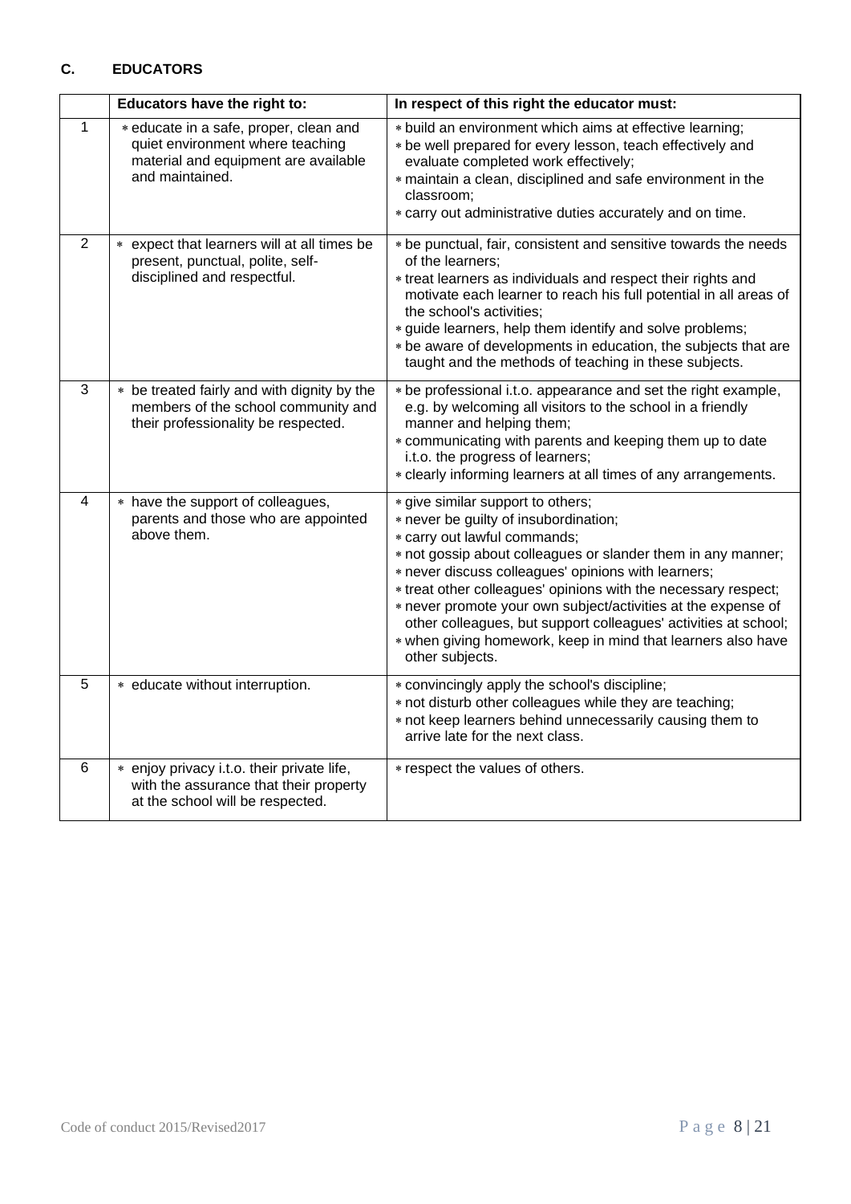## C. EDUCATORS

| | Educators have the right to: | In respect of this right the educator must: |
|---|---|---|
| 1 | * educate in a safe, proper, clean and quiet environment where teaching material and equipment are available and maintained. | * build an environment which aims at effective learning;<br>* be well prepared for every lesson, teach effectively and evaluate completed work effectively;<br>* maintain a clean, disciplined and safe environment in the classroom;<br>* carry out administrative duties accurately and on time. |
| 2 | * expect that learners will at all times be present, punctual, polite, self-disciplined and respectful. | * be punctual, fair, consistent and sensitive towards the needs of the learners;<br>* treat learners as individuals and respect their rights and motivate each learner to reach his full potential in all areas of the school's activities;<br>* guide learners, help them identify and solve problems;<br>* be aware of developments in education, the subjects that are taught and the methods of teaching in these subjects. |
| 3 | * be treated fairly and with dignity by the members of the school community and their professionality be respected. | * be professional i.t.o. appearance and set the right example, e.g. by welcoming all visitors to the school in a friendly manner and helping them;<br>* communicating with parents and keeping them up to date i.t.o. the progress of learners;<br>* clearly informing learners at all times of any arrangements. |
| 4 | * have the support of colleagues, parents and those who are appointed above them. | * give similar support to others;<br>* never be guilty of insubordination;<br>* carry out lawful commands;<br>* not gossip about colleagues or slander them in any manner;<br>* never discuss colleagues' opinions with learners;<br>* treat other colleagues' opinions with the necessary respect;<br>* never promote your own subject/activities at the expense of other colleagues, but support colleagues' activities at school;<br>* when giving homework, keep in mind that learners also have other subjects. |
| 5 | * educate without interruption. | * convincingly apply the school's discipline;<br>* not disturb other colleagues while they are teaching;<br>* not keep learners behind unnecessarily causing them to arrive late for the next class. |
| 6 | * enjoy privacy i.t.o. their private life, with the assurance that their property at the school will be respected. | * respect the values of others. |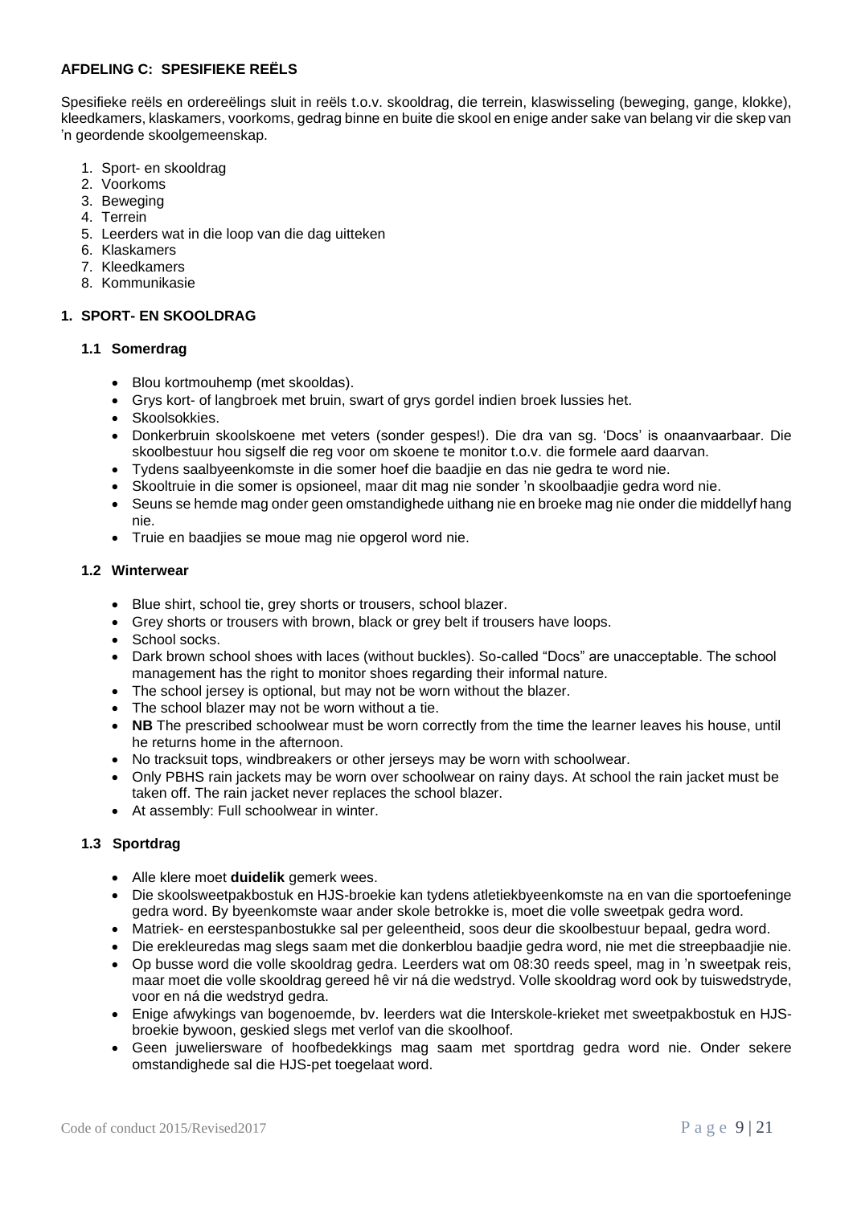**AFDELING C: SPESIFIEKE REËLS**

Spesifieke reëls en ordereëlings sluit in reëls t.o.v. skooldrag, die terrein, klaswisseling (beweging, gange, klokke), kleedkamers, klaskamers, voorkoms, gedrag binne en buite die skool en enige ander sake van belang vir die skep van 'n geordende skoolgemeenskap.

1. Sport- en skooldrag
2. Voorkoms
3. Beweging
4. Terrein
5. Leerders wat in die loop van die dag uitteken
6. Klaskamers
7. Kleedkamers
8. Kommunikasie

## 1. SPORT- EN SKOOLDRAG

### 1.1 Somerdrag

- Blou kortmouhemp (met skooldas).
- Grys kort- of langbroek met bruin, swart of grys gordel indien broek lussies het.
- Skoolsokkies.
- Donkerbruin skoolskoene met veters (sonder gespes!). Die dra van sg. 'Docs' is onaanvaarbaar. Die skoolbestuur hou sigself die reg voor om skoene te monitor t.o.v. die formele aard daarvan.
- Tydens saalbyeenkomste in die somer hoef die baadjie en das nie gedra te word nie.
- Skooltruie in die somer is opsioneel, maar dit mag nie sonder 'n skoolbaadjie gedra word nie.
- Seuns se hemde mag onder geen omstandighede uithang nie en broeke mag nie onder die middellyf hang nie.
- Truie en baadjies se moue mag nie opgerol word nie.

### 1.2 Winterwear

- Blue shirt, school tie, grey shorts or trousers, school blazer.
- Grey shorts or trousers with brown, black or grey belt if trousers have loops.
- School socks.
- Dark brown school shoes with laces (without buckles). So-called "Docs" are unacceptable. The school management has the right to monitor shoes regarding their informal nature.
- The school jersey is optional, but may not be worn without the blazer.
- The school blazer may not be worn without a tie.
- **NB** The prescribed schoolwear must be worn correctly from the time the learner leaves his house, until he returns home in the afternoon.
- No tracksuit tops, windbreakers or other jerseys may be worn with schoolwear.
- Only PBHS rain jackets may be worn over schoolwear on rainy days. At school the rain jacket must be taken off. The rain jacket never replaces the school blazer.
- At assembly: Full schoolwear in winter.

### 1.3 Sportdrag

- Alle klere moet **duidelik** gemerk wees.
- Die skoolsweetpakbostuk en HJS-broekie kan tydens atletiekbyeenkomste na en van die sportoefeninge gedra word. By byeenkomste waar ander skole betrokke is, moet die volle sweetpak gedra word.
- Matriek- en eerstespanbostukke sal per geleentheid, soos deur die skoolbestuur bepaal, gedra word.
- Die erekleuredas mag slegs saam met die donkerblou baadjie gedra word, nie met die streepbaadjie nie.
- Op busse word die volle skooldrag gedra. Leerders wat om 08:30 reeds speel, mag in 'n sweetpak reis, maar moet die volle skooldrag gereed hê vir ná die wedstryd. Volle skooldrag word ook by tuiswedstryde, voor en ná die wedstryd gedra.
- Enige afwykings van bogenoemde, bv. leerders wat die Interskole-krieket met sweetpakbostuk en HJS-broekie bywoon, geskied slegs met verlof van die skoolhoof.
- Geen juweliersware of hoofbedekkings mag saam met sportdrag gedra word nie. Onder sekere omstandighede sal die HJS-pet toegelaat word.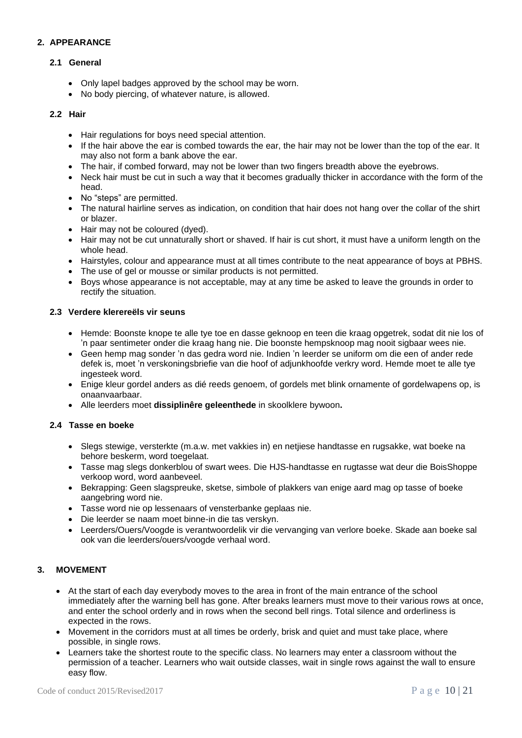## 2. APPEARANCE

### 2.1 General

- Only lapel badges approved by the school may be worn.
- No body piercing, of whatever nature, is allowed.

### 2.2 Hair

- Hair regulations for boys need special attention.
- If the hair above the ear is combed towards the ear, the hair may not be lower than the top of the ear. It may also not form a bank above the ear.
- The hair, if combed forward, may not be lower than two fingers breadth above the eyebrows.
- Neck hair must be cut in such a way that it becomes gradually thicker in accordance with the form of the head.
- No "steps" are permitted.
- The natural hairline serves as indication, on condition that hair does not hang over the collar of the shirt or blazer.
- Hair may not be coloured (dyed).
- Hair may not be cut unnaturally short or shaved. If hair is cut short, it must have a uniform length on the whole head.
- Hairstyles, colour and appearance must at all times contribute to the neat appearance of boys at PBHS.
- The use of gel or mousse or similar products is not permitted.
- Boys whose appearance is not acceptable, may at any time be asked to leave the grounds in order to rectify the situation.

### 2.3 Verdere klerereëls vir seuns

- Hemde: Boonste knope te alle tye toe en dasse geknoop en teen die kraag opgetrek, sodat dit nie los of 'n paar sentimeter onder die kraag hang nie. Die boonste hempsknoop mag nooit sigbaar wees nie.
- Geen hemp mag sonder 'n das gedra word nie. Indien 'n leerder se uniform om die een of ander rede defek is, moet 'n verskoningsbriefie van die hoof of adjunkhoofde verkry word. Hemde moet te alle tye ingesteek word.
- Enige kleur gordel anders as dié reeds genoem, of gordels met blink ornamente of gordelwapens op, is onaanvaarbaar.
- Alle leerders moet **dissiplinêre geleenthede** in skoolklere bywoon**.**

### 2.4 Tasse en boeke

- Slegs stewige, versterkte (m.a.w. met vakkies in) en netjiese handtasse en rugsakke, wat boeke na behore beskerm, word toegelaat.
- Tasse mag slegs donkerblou of swart wees. Die HJS-handtasse en rugtasse wat deur die BoisShoppe verkoop word, word aanbeveel.
- Bekrapping: Geen slagspreuke, sketse, simbole of plakkers van enige aard mag op tasse of boeke aangebring word nie.
- Tasse word nie op lessenaars of vensterbanke geplaas nie.
- Die leerder se naam moet binne-in die tas verskyn.
- Leerders/Ouers/Voogde is verantwoordelik vir die vervanging van verlore boeke. Skade aan boeke sal ook van die leerders/ouers/voogde verhaal word.

## 3. MOVEMENT

- At the start of each day everybody moves to the area in front of the main entrance of the school immediately after the warning bell has gone. After breaks learners must move to their various rows at once, and enter the school orderly and in rows when the second bell rings. Total silence and orderliness is expected in the rows.
- Movement in the corridors must at all times be orderly, brisk and quiet and must take place, where possible, in single rows.
- Learners take the shortest route to the specific class. No learners may enter a classroom without the permission of a teacher. Learners who wait outside classes, wait in single rows against the wall to ensure easy flow.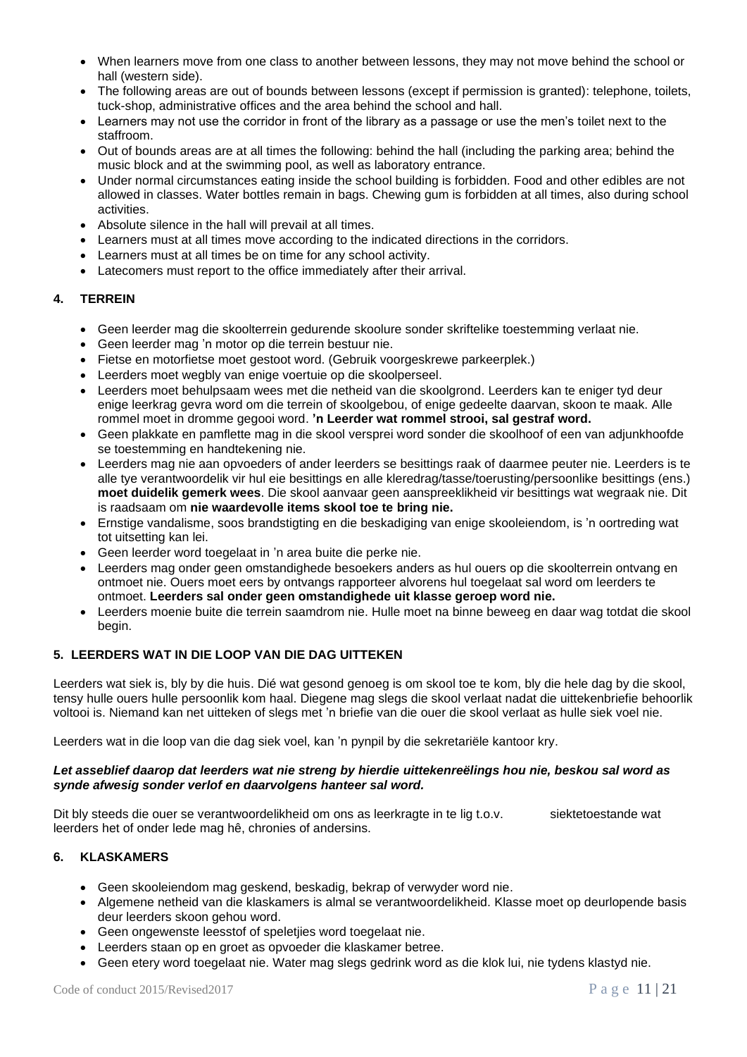- When learners move from one class to another between lessons, they may not move behind the school or hall (western side).
- The following areas are out of bounds between lessons (except if permission is granted): telephone, toilets, tuck-shop, administrative offices and the area behind the school and hall.
- Learners may not use the corridor in front of the library as a passage or use the men's toilet next to the staffroom.
- Out of bounds areas are at all times the following: behind the hall (including the parking area; behind the music block and at the swimming pool, as well as laboratory entrance.
- Under normal circumstances eating inside the school building is forbidden. Food and other edibles are not allowed in classes. Water bottles remain in bags. Chewing gum is forbidden at all times, also during school activities.
- Absolute silence in the hall will prevail at all times.
- Learners must at all times move according to the indicated directions in the corridors.
- Learners must at all times be on time for any school activity.
- Latecomers must report to the office immediately after their arrival.

## 4. TERREIN

- Geen leerder mag die skoolterrein gedurende skoolure sonder skriftelike toestemming verlaat nie.
- Geen leerder mag 'n motor op die terrein bestuur nie.
- Fietse en motorfietse moet gestoot word. (Gebruik voorgeskrewe parkeerplek.)
- Leerders moet wegbly van enige voertuie op die skoolperseel.
- Leerders moet behulpsaam wees met die netheid van die skoolgrond. Leerders kan te eniger tyd deur enige leerkrag gevra word om die terrein of skoolgebou, of enige gedeelte daarvan, skoon te maak. Alle rommel moet in dromme gegooi word. **'n Leerder wat rommel strooi, sal gestraf word.**
- Geen plakkate en pamflette mag in die skool versprei word sonder die skoolhoof of een van adjunkhoofde se toestemming en handtekening nie.
- Leerders mag nie aan opvoeders of ander leerders se besittings raak of daarmee peuter nie. Leerders is te alle tye verantwoordelik vir hul eie besittings en alle kleredrag/tasse/toerusting/persoonlike besittings (ens.) **moet duidelik gemerk wees**. Die skool aanvaar geen aanspreeklikheid vir besittings wat wegraak nie. Dit is raadsaam om **nie waardevolle items skool toe te bring nie.**
- Ernstige vandalisme, soos brandstigting en die beskadiging van enige skooleiendom, is 'n oortreding wat tot uitsetting kan lei.
- Geen leerder word toegelaat in 'n area buite die perke nie.
- Leerders mag onder geen omstandighede besoekers anders as hul ouers op die skoolterrein ontvang en ontmoet nie. Ouers moet eers by ontvangs rapporteer alvorens hul toegelaat sal word om leerders te ontmoet. **Leerders sal onder geen omstandighede uit klasse geroep word nie.**
- Leerders moenie buite die terrein saamdrom nie. Hulle moet na binne beweeg en daar wag totdat die skool begin.

## 5. LEERDERS WAT IN DIE LOOP VAN DIE DAG UITTEKEN

Leerders wat siek is, bly by die huis. Dié wat gesond genoeg is om skool toe te kom, bly die hele dag by die skool, tensy hulle ouers hulle persoonlik kom haal. Diegene mag slegs die skool verlaat nadat die uittekenbriefie behoorlik voltooi is. Niemand kan net uitteken of slegs met 'n briefie van die ouer die skool verlaat as hulle siek voel nie.

Leerders wat in die loop van die dag siek voel, kan 'n pynpil by die sekretariële kantoor kry.

***Let asseblief daarop dat leerders wat nie streng by hierdie uittekenreëlings hou nie, beskou sal word as synde afwesig sonder verlof en daarvolgens hanteer sal word.***

Dit bly steeds die ouer se verantwoordelikheid om ons as leerkragte in te lig t.o.v. siektetoestande wat leerders het of onder lede mag hê, chronies of andersins.

## 6. KLASKAMERS

- Geen skooleiendom mag geskend, beskadig, bekrap of verwyder word nie.
- Algemene netheid van die klaskamers is almal se verantwoordelikheid. Klasse moet op deurlopende basis deur leerders skoon gehou word.
- Geen ongewenste leesstof of speletjies word toegelaat nie.
- Leerders staan op en groet as opvoeder die klaskamer betree.
- Geen etery word toegelaat nie. Water mag slegs gedrink word as die klok lui, nie tydens klastyd nie.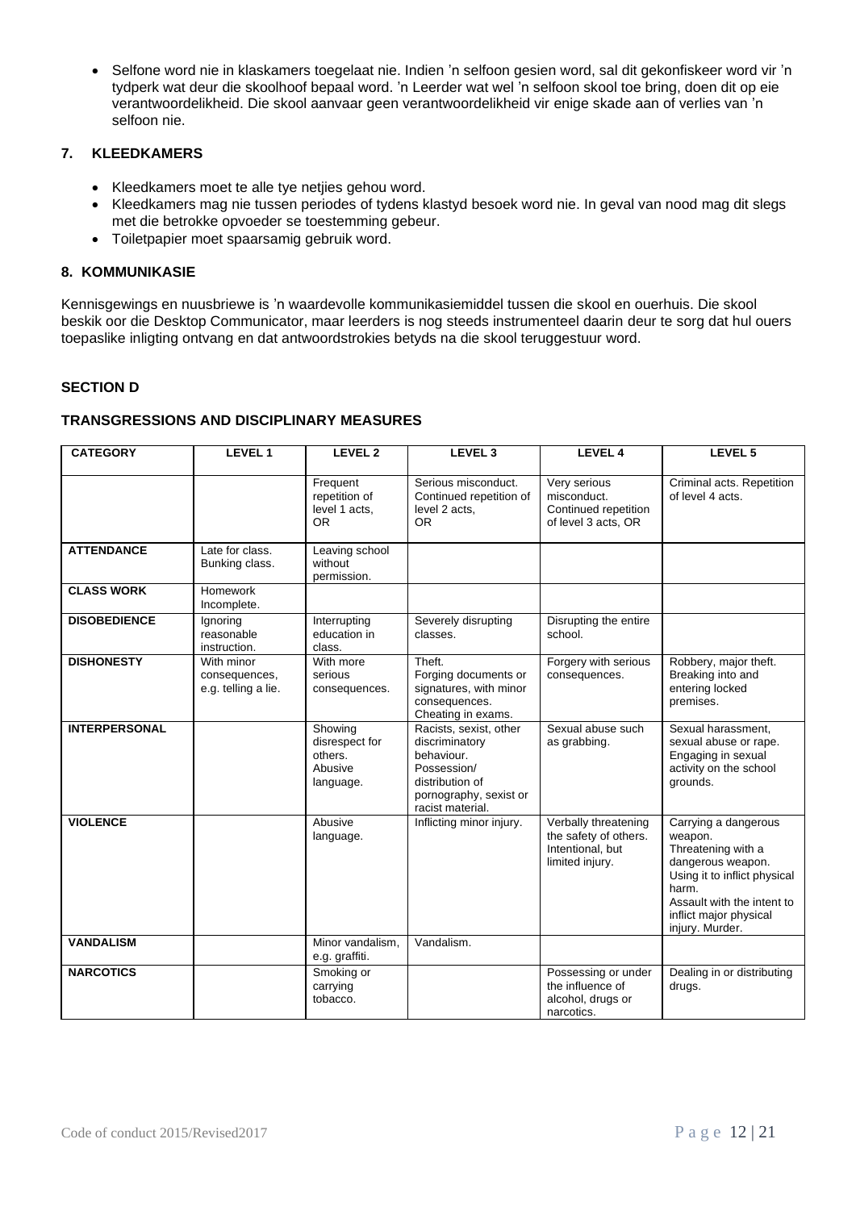- Selfone word nie in klaskamers toegelaat nie. Indien 'n selfoon gesien word, sal dit gekonfiskeer word vir 'n tydperk wat deur die skoolhoof bepaal word. 'n Leerder wat wel 'n selfoon skool toe bring, doen dit op eie verantwoordelikheid. Die skool aanvaar geen verantwoordelikheid vir enige skade aan of verlies van 'n selfoon nie.

### 7. KLEEDKAMERS

- Kleedkamers moet te alle tye netjies gehou word.
- Kleedkamers mag nie tussen periodes of tydens klastyd besoek word nie. In geval van nood mag dit slegs met die betrokke opvoeder se toestemming gebeur.
- Toiletpapier moet spaarsamig gebruik word.

### 8. KOMMUNIKASIE

Kennisgewings en nuusbriewe is 'n waardevolle kommunikasiemiddel tussen die skool en ouerhuis. Die skool beskik oor die Desktop Communicator, maar leerders is nog steeds instrumenteel daarin deur te sorg dat hul ouers toepaslike inligting ontvang en dat antwoordstrokies betyds na die skool teruggestuur word.

## SECTION D

### TRANSGRESSIONS AND DISCIPLINARY MEASURES

| CATEGORY | LEVEL 1 | LEVEL 2 | LEVEL 3 | LEVEL 4 | LEVEL 5 |
|---|---|---|---|---|---|
| | | Frequent repetition of level 1 acts, OR | Serious misconduct. Continued repetition of level 2 acts, OR | Very serious misconduct. Continued repetition of level 3 acts, OR | Criminal acts. Repetition of level 4 acts. |
| **ATTENDANCE** | Late for class. Bunking class. | Leaving school without permission. | | | |
| **CLASS WORK** | Homework Incomplete. | | | | |
| **DISOBEDIENCE** | Ignoring reasonable instruction. | Interrupting education in class. | Severely disrupting classes. | Disrupting the entire school. | |
| **DISHONESTY** | With minor consequences, e.g. telling a lie. | With more serious consequences. | Theft. Forging documents or signatures, with minor consequences. Cheating in exams. | Forgery with serious consequences. | Robbery, major theft. Breaking into and entering locked premises. |
| **INTERPERSONAL** | | Showing disrespect for others. Abusive language. | Racists, sexist, other discriminatory behaviour. Possession/ distribution of pornography, sexist or racist material. | Sexual abuse such as grabbing. | Sexual harassment, sexual abuse or rape. Engaging in sexual activity on the school grounds. |
| **VIOLENCE** | | Abusive language. | Inflicting minor injury. | Verbally threatening the safety of others. Intentional, but limited injury. | Carrying a dangerous weapon. Threatening with a dangerous weapon. Using it to inflict physical harm. Assault with the intent to inflict major physical injury. Murder. |
| **VANDALISM** | | Minor vandalism, e.g. graffiti. | Vandalism. | | |
| **NARCOTICS** | | Smoking or carrying tobacco. | | Possessing or under the influence of alcohol, drugs or narcotics. | Dealing in or distributing drugs. |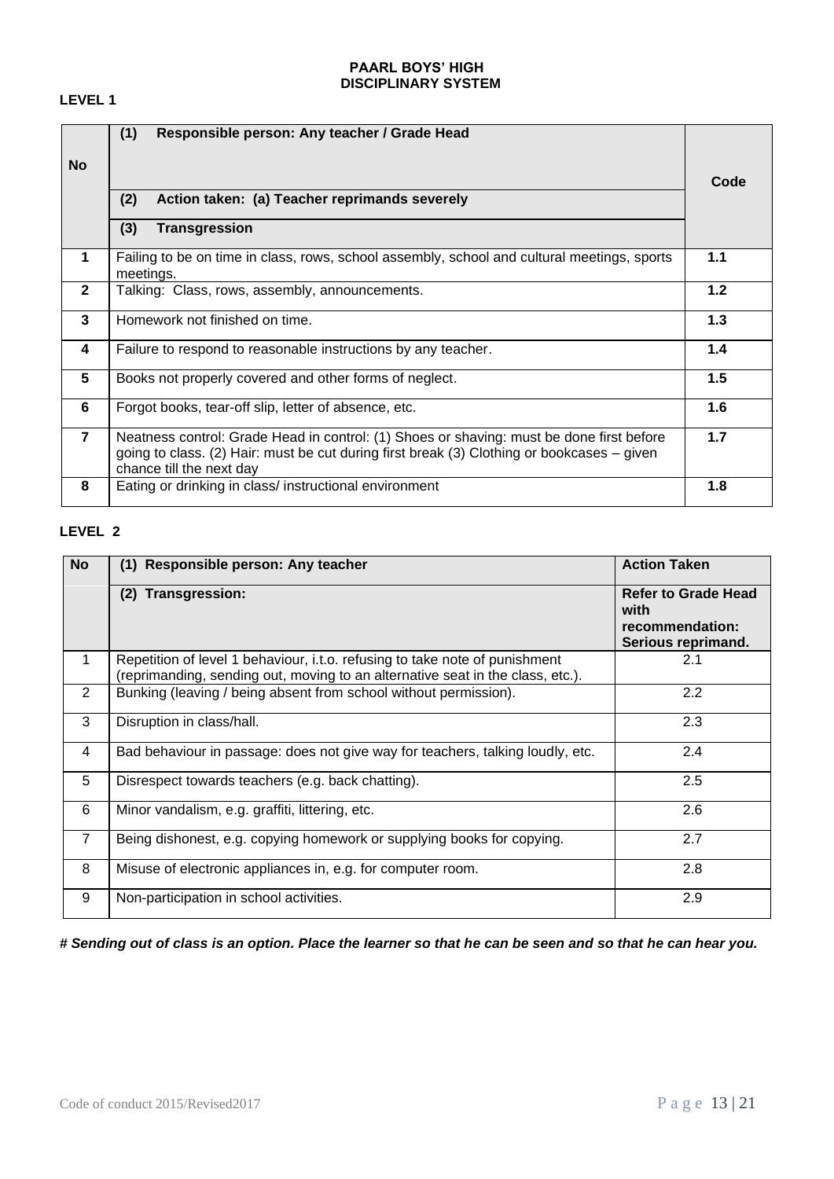**PAARL BOYS' HIGH**
**DISCIPLINARY SYSTEM**

**LEVEL 1**

| No | (1) Responsible person: Any teacher / Grade Head<br>(2) Action taken: (a) Teacher reprimands severely<br>(3) Transgression | Code |
|---|---|---|
| 1 | Failing to be on time in class, rows, school assembly, school and cultural meetings, sports meetings. | 1.1 |
| 2 | Talking: Class, rows, assembly, announcements. | 1.2 |
| 3 | Homework not finished on time. | 1.3 |
| 4 | Failure to respond to reasonable instructions by any teacher. | 1.4 |
| 5 | Books not properly covered and other forms of neglect. | 1.5 |
| 6 | Forgot books, tear-off slip, letter of absence, etc. | 1.6 |
| 7 | Neatness control: Grade Head in control: (1) Shoes or shaving: must be done first before going to class. (2) Hair: must be cut during first break (3) Clothing or bookcases – given chance till the next day | 1.7 |
| 8 | Eating or drinking in class/ instructional environment | 1.8 |

**LEVEL 2**

| No | (1) Responsible person: Any teacher | Action Taken |
|---|---|---|
| | **(2) Transgression:** | **Refer to Grade Head with recommendation: Serious reprimand.** |
| 1 | Repetition of level 1 behaviour, i.t.o. refusing to take note of punishment (reprimanding, sending out, moving to an alternative seat in the class, etc.). | 2.1 |
| 2 | Bunking (leaving / being absent from school without permission). | 2.2 |
| 3 | Disruption in class/hall. | 2.3 |
| 4 | Bad behaviour in passage: does not give way for teachers, talking loudly, etc. | 2.4 |
| 5 | Disrespect towards teachers (e.g. back chatting). | 2.5 |
| 6 | Minor vandalism, e.g. graffiti, littering, etc. | 2.6 |
| 7 | Being dishonest, e.g. copying homework or supplying books for copying. | 2.7 |
| 8 | Misuse of electronic appliances in, e.g. for computer room. | 2.8 |
| 9 | Non-participation in school activities. | 2.9 |

***# Sending out of class is an option. Place the learner so that he can be seen and so that he can hear you.***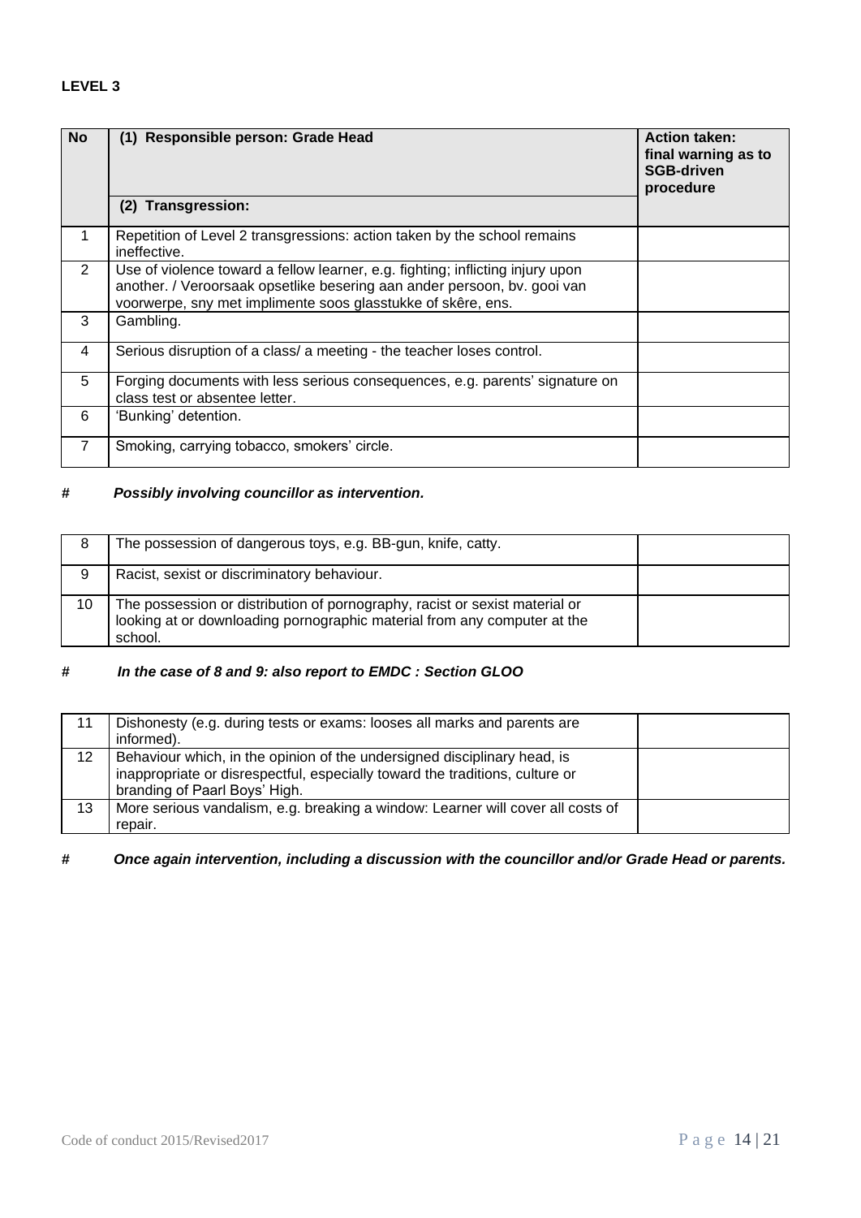**LEVEL 3**

| No | (1) Responsible person: Grade Head<br><br>(2) Transgression: | Action taken: final warning as to SGB-driven procedure |
|---|---|---|
| 1 | Repetition of Level 2 transgressions: action taken by the school remains ineffective. | |
| 2 | Use of violence toward a fellow learner, e.g. fighting; inflicting injury upon another. / Veroorsaak opsetlike besering aan ander persoon, bv. gooi van voorwerpe, sny met implimente soos glasstukke of skêre, ens. | |
| 3 | Gambling. | |
| 4 | Serious disruption of a class/ a meeting - the teacher loses control. | |
| 5 | Forging documents with less serious consequences, e.g. parents' signature on class test or absentee letter. | |
| 6 | 'Bunking' detention. | |
| 7 | Smoking, carrying tobacco, smokers' circle. | |

**#** ***Possibly involving councillor as intervention.***

| | | |
|---|---|---|
| 8 | The possession of dangerous toys, e.g. BB-gun, knife, catty. | |
| 9 | Racist, sexist or discriminatory behaviour. | |
| 10 | The possession or distribution of pornography, racist or sexist material or looking at or downloading pornographic material from any computer at the school. | |

**#** ***In the case of 8 and 9: also report to EMDC : Section GLOO***

| | | |
|---|---|---|
| 11 | Dishonesty (e.g. during tests or exams: looses all marks and parents are informed). | |
| 12 | Behaviour which, in the opinion of the undersigned disciplinary head, is inappropriate or disrespectful, especially toward the traditions, culture or branding of Paarl Boys' High. | |
| 13 | More serious vandalism, e.g. breaking a window: Learner will cover all costs of repair. | |

**#** ***Once again intervention, including a discussion with the councillor and/or Grade Head or parents.***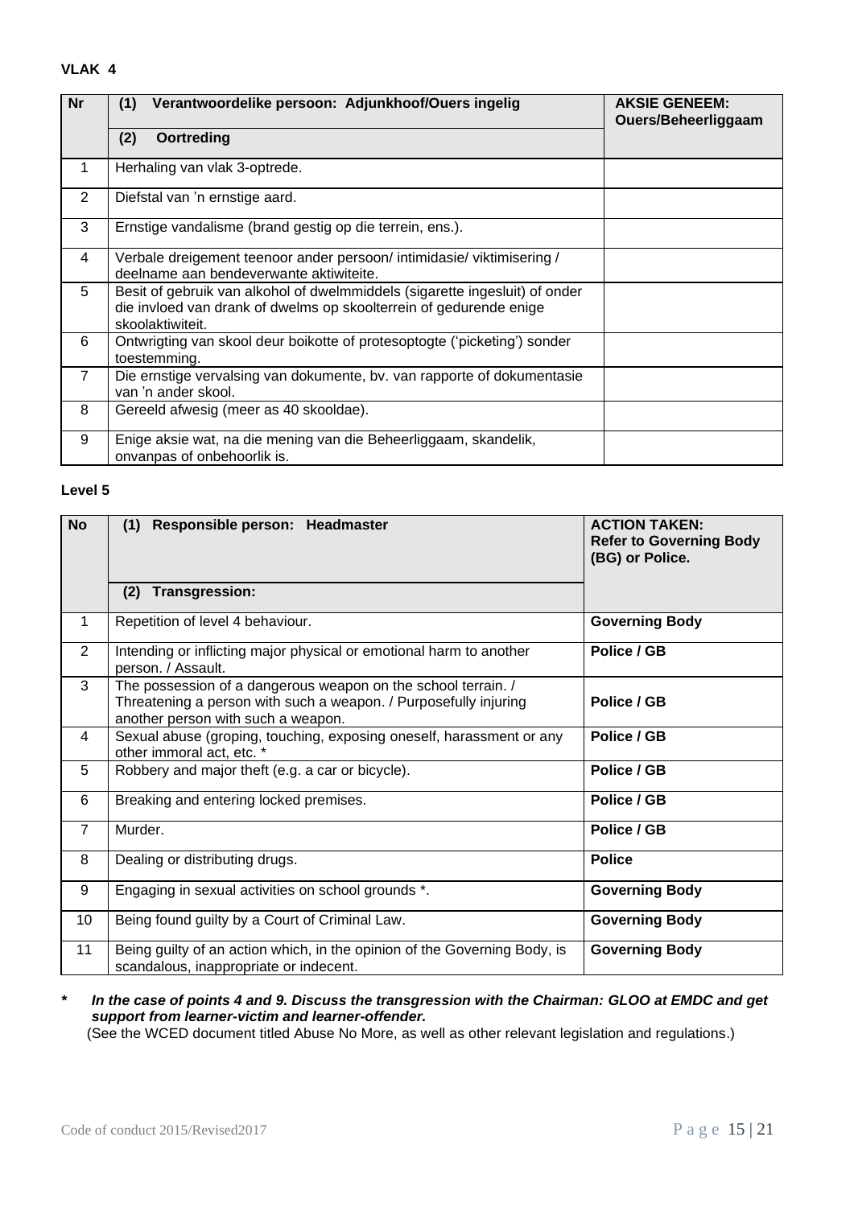**VLAK 4**

| Nr | (1) Verantwoordelike persoon: Adjunkhoof/Ouers ingelig | AKSIE GENEEM: Ouers/Beheerliggaam |
|---|---|---|
| | (2) Oortreding | |
| 1 | Herhaling van vlak 3-optrede. | |
| 2 | Diefstal van 'n ernstige aard. | |
| 3 | Ernstige vandalisme (brand gestig op die terrein, ens.). | |
| 4 | Verbale dreigement teenoor ander persoon/ intimidasie/ viktimisering / deelname aan bendeverwante aktiwiteite. | |
| 5 | Besit of gebruik van alkohol of dwelmmiddels (sigarette ingesluit) of onder die invloed van drank of dwelms op skoolterrein of gedurende enige skoolaktiwiteit. | |
| 6 | Ontwrigting van skool deur boikotte of protesoptogte ('picketing') sonder toestemming. | |
| 7 | Die ernstige vervalsing van dokumente, bv. van rapporte of dokumentasie van 'n ander skool. | |
| 8 | Gereeld afwesig (meer as 40 skooldae). | |
| 9 | Enige aksie wat, na die mening van die Beheerliggaam, skandelik, onvanpas of onbehoorlik is. | |

**Level 5**

| No | (1) Responsible person: Headmaster | ACTION TAKEN: Refer to Governing Body (BG) or Police. |
|---|---|---|
| | (2) Transgression: | |
| 1 | Repetition of level 4 behaviour. | **Governing Body** |
| 2 | Intending or inflicting major physical or emotional harm to another person. / Assault. | **Police / GB** |
| 3 | The possession of a dangerous weapon on the school terrain. / Threatening a person with such a weapon. / Purposefully injuring another person with such a weapon. | **Police / GB** |
| 4 | Sexual abuse (groping, touching, exposing oneself, harassment or any other immoral act, etc. * | **Police / GB** |
| 5 | Robbery and major theft (e.g. a car or bicycle). | **Police / GB** |
| 6 | Breaking and entering locked premises. | **Police / GB** |
| 7 | Murder. | **Police / GB** |
| 8 | Dealing or distributing drugs. | **Police** |
| 9 | Engaging in sexual activities on school grounds *. | **Governing Body** |
| 10 | Being found guilty by a Court of Criminal Law. | **Governing Body** |
| 11 | Being guilty of an action which, in the opinion of the Governing Body, is scandalous, inappropriate or indecent. | **Governing Body** |

**\*** ***In the case of points 4 and 9. Discuss the transgression with the Chairman: GLOO at EMDC and get support from learner-victim and learner-offender.***
(See the WCED document titled Abuse No More, as well as other relevant legislation and regulations.)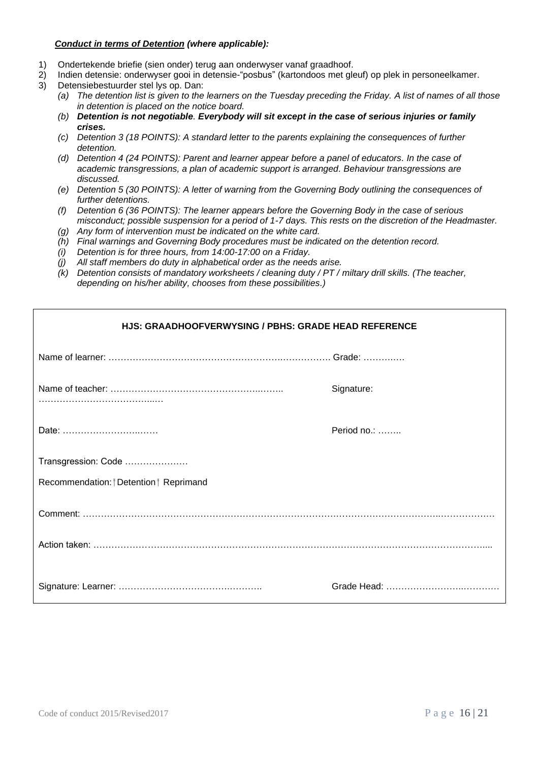***Conduct in terms of Detention** (where applicable):*

1) Ondertekende briefie (sien onder) terug aan onderwyser vanaf graadhoof.
2) Indien detensie: onderwyser gooi in detensie-"posbus" (kartondoos met gleuf) op plek in personeelkamer.
3) Detensiebestuurder stel lys op. Dan:
   - *(a) The detention list is given to the learners on the Tuesday preceding the Friday. A list of names of all those in detention is placed on the notice board.*
   - *(b) **Detention is not negotiable**. **Everybody will sit except in the case of serious injuries or family crises.***
   - *(c) Detention 3 (18 POINTS): A standard letter to the parents explaining the consequences of further detention.*
   - *(d) Detention 4 (24 POINTS): Parent and learner appear before a panel of educators. In the case of academic transgressions, a plan of academic support is arranged. Behaviour transgressions are discussed.*
   - *(e) Detention 5 (30 POINTS): A letter of warning from the Governing Body outlining the consequences of further detentions.*
   - *(f) Detention 6 (36 POINTS): The learner appears before the Governing Body in the case of serious misconduct; possible suspension for a period of 1-7 days. This rests on the discretion of the Headmaster.*
   - *(g) Any form of intervention must be indicated on the white card.*
   - *(h) Final warnings and Governing Body procedures must be indicated on the detention record.*
   - *(i) Detention is for three hours, from 14:00-17:00 on a Friday.*
   - *(j) All staff members do duty in alphabetical order as the needs arise.*
   - *(k) Detention consists of mandatory worksheets / cleaning duty / PT / miltary drill skills. (The teacher, depending on his/her ability, chooses from these possibilities.)*

---

**HJS: GRAADHOOFVERWYSING / PBHS: GRADE HEAD REFERENCE**

Name of learner: ………………………………………………….……………. Grade: ………..…

Name of teacher: ……………………………………………..…….. Signature: …………………………………..…

Date: ……………………..…… Period no.: ……..

Transgression: Code …………………

Recommendation: ☐ Detention ☐ Reprimand

Comment: ……………………………………………………………………………………………………..………………

Action taken: ……………………………………………………………………………………………………………….....

Signature: Learner: ……………………………….……….. Grade Head: …………………..…………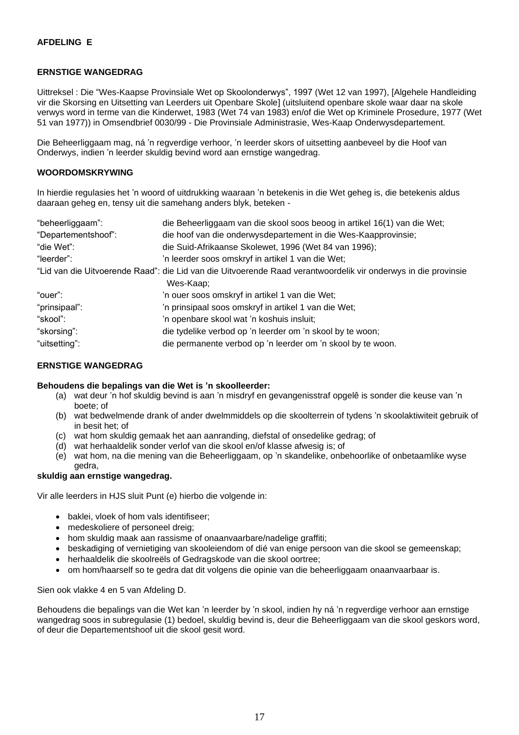**AFDELING E**

**ERNSTIGE WANGEDRAG**

Uittreksel : Die "Wes-Kaapse Provinsiale Wet op Skoolonderwys", 1997 (Wet 12 van 1997), [Algehele Handleiding vir die Skorsing en Uitsetting van Leerders uit Openbare Skole] (uitsluitend openbare skole waar daar na skole verwys word in terme van die Kinderwet, 1983 (Wet 74 van 1983) en/of die Wet op Kriminele Prosedure, 1977 (Wet 51 van 1977)) in Omsendbrief 0030/99 - Die Provinsiale Administrasie, Wes-Kaap Onderwysdepartement.

Die Beheerliggaam mag, ná 'n regverdige verhoor, 'n leerder skors of uitsetting aanbeveel by die Hoof van Onderwys, indien 'n leerder skuldig bevind word aan ernstige wangedrag.

**WOORDOMSKRYWING**

In hierdie regulasies het 'n woord of uitdrukking waaraan 'n betekenis in die Wet geheg is, die betekenis aldus daaraan geheg en, tensy uit die samehang anders blyk, beteken -

| | |
|---|---|
| "beheerliggaam": | die Beheerliggaam van die skool soos beoog in artikel 16(1) van die Wet; |
| "Departementshoof": | die hoof van die onderwysdepartement in die Wes-Kaapprovinsie; |
| "die Wet": | die Suid-Afrikaanse Skolewet, 1996 (Wet 84 van 1996); |
| "leerder": | 'n leerder soos omskryf in artikel 1 van die Wet; |
| "Lid van die Uitvoerende Raad": | die Lid van die Uitvoerende Raad verantwoordelik vir onderwys in die provinsie Wes-Kaap; |
| "ouer": | 'n ouer soos omskryf in artikel 1 van die Wet; |
| "prinsipaal": | 'n prinsipaal soos omskryf in artikel 1 van die Wet; |
| "skool": | 'n openbare skool wat 'n koshuis insluit; |
| "skorsing": | die tydelike verbod op 'n leerder om 'n skool by te woon; |
| "uitsetting": | die permanente verbod op 'n leerder om 'n skool by te woon. |

**ERNSTIGE WANGEDRAG**

**Behoudens die bepalings van die Wet is 'n skoolleerder:**

(a) wat deur 'n hof skuldig bevind is aan 'n misdryf en gevangenisstraf opgelê is sonder die keuse van 'n boete; of
(b) wat bedwelmende drank of ander dwelmmiddels op die skoolterrein of tydens 'n skoolaktiwiteit gebruik of in besit het; of
(c) wat hom skuldig gemaak het aan aanranding, diefstal of onsedelike gedrag; of
(d) wat herhaaldelik sonder verlof van die skool en/of klasse afwesig is; of
(e) wat hom, na die mening van die Beheerliggaam, op 'n skandelike, onbehoorlike of onbetaamlike wyse gedra,

**skuldig aan ernstige wangedrag.**

Vir alle leerders in HJS sluit Punt (e) hierbo die volgende in:

- baklei, vloek of hom vals identifiseer;
- medeskoliere of personeel dreig;
- hom skuldig maak aan rassisme of onaanvaarbare/nadelige graffiti;
- beskadiging of vernietiging van skooleiendom of dié van enige persoon van die skool se gemeenskap;
- herhaaldelik die skoolreëls of Gedragskode van die skool oortree;
- om hom/haarself so te gedra dat dit volgens die opinie van die beheerliggaam onaanvaarbaar is.

Sien ook vlakke 4 en 5 van Afdeling D.

Behoudens die bepalings van die Wet kan 'n leerder by 'n skool, indien hy ná 'n regverdige verhoor aan ernstige wangedrag soos in subregulasie (1) bedoel, skuldig bevind is, deur die Beheerliggaam van die skool geskors word, of deur die Departementshoof uit die skool gesit word.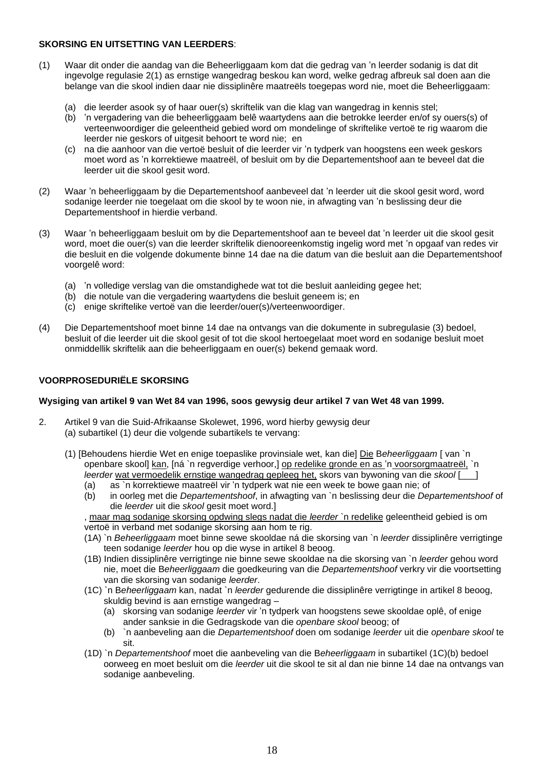**SKORSING EN UITSETTING VAN LEERDERS**:

(1) Waar dit onder die aandag van die Beheerliggaam kom dat die gedrag van 'n leerder sodanig is dat dit ingevolge regulasie 2(1) as ernstige wangedrag beskou kan word, welke gedrag afbreuk sal doen aan die belange van die skool indien daar nie dissiplinêre maatreëls toegepas word nie, moet die Beheerliggaam:

   (a) die leerder asook sy of haar ouer(s) skriftelik van die klag van wangedrag in kennis stel;
   (b) 'n vergadering van die beheerliggaam belê waartydens aan die betrokke leerder en/of sy ouers(s) of verteenwoordiger die geleentheid gebied word om mondelinge of skriftelike vertoë te rig waarom die leerder nie geskors of uitgesit behoort te word nie; en
   (c) na die aanhoor van die vertoë besluit of die leerder vir 'n tydperk van hoogstens een week geskors moet word as 'n korrektiewe maatreël, of besluit om by die Departementshoof aan te beveel dat die leerder uit die skool gesit word.

(2) Waar 'n beheerliggaam by die Departementshoof aanbeveel dat 'n leerder uit die skool gesit word, word sodanige leerder nie toegelaat om die skool by te woon nie, in afwagting van 'n beslissing deur die Departementshoof in hierdie verband.

(3) Waar 'n beheerliggaam besluit om by die Departementshoof aan te beveel dat 'n leerder uit die skool gesit word, moet die ouer(s) van die leerder skriftelik dienooreenkomstig ingelig word met 'n opgaaf van redes vir die besluit en die volgende dokumente binne 14 dae na die datum van die besluit aan die Departementshoof voorgelê word:

   (a) 'n volledige verslag van die omstandighede wat tot die besluit aanleiding gegee het;
   (b) die notule van die vergadering waartydens die besluit geneem is; en
   (c) enige skriftelike vertoë van die leerder/ouer(s)/verteenwoordiger.

(4) Die Departementshoof moet binne 14 dae na ontvangs van die dokumente in subregulasie (3) bedoel, besluit of die leerder uit die skool gesit of tot die skool hertoegelaat moet word en sodanige besluit moet onmiddellik skriftelik aan die beheerliggaam en ouer(s) bekend gemaak word.

**VOORPROSEDURIËLE SKORSING**

**Wysiging van artikel 9 van Wet 84 van 1996, soos gewysig deur artikel 7 van Wet 48 van 1999.**

2. Artikel 9 van die Suid-Afrikaanse Skolewet, 1996, word hierby gewysig deur
   (a) subartikel (1) deur die volgende subartikels te vervang:

   (1) [Behoudens hierdie Wet en enige toepaslike provinsiale wet, kan die] <u>Die</u> B*eheerliggaam* [ van `n openbare skool] <u>kan</u>, [ná `n regverdige verhoor,] <u>op redelike gronde en as 'n voorsorgmaatreël,</u> `n *leerder* <u>wat vermoedelik ernstige wangedrag gepleeg het,</u> skors van bywoning van die *skool* [\_\_\_]
      (a) as `n korrektiewe maatreël vir 'n tydperk wat nie een week te bowe gaan nie; of
      (b) in oorleg met die *Departementshoof*, in afwagting van `n beslissing deur die *Departementshoof* of die *leerder* uit die *skool* gesit moet word.]

   <u>, maar mag sodanige skorsing opdwing slegs nadat die *leerder* `n redelike</u> geleentheid gebied is om vertoë in verband met sodanige skorsing aan hom te rig.

   (1A) `n *Beheerliggaam* moet binne sewe skooldae ná die skorsing van `n *leerder* dissiplinêre verrigtinge teen sodanige *leerder* hou op die wyse in artikel 8 beoog.

   (1B) Indien dissiplinêre verrigtinge nie binne sewe skooldae na die skorsing van `n *leerder* gehou word nie, moet die B*eheerliggaam* die goedkeuring van die *Departementshoof* verkry vir die voortsetting van die skorsing van sodanige *leerder*.

   (1C) `n B*eheerliggaam* kan, nadat `n *leerder* gedurende die dissiplinêre verrigtinge in artikel 8 beoog, skuldig bevind is aan ernstige wangedrag –
      (a) skorsing van sodanige *leerder* vir 'n tydperk van hoogstens sewe skooldae oplê, of enige ander sanksie in die Gedragskode van die *openbare skool* beoog; of
      (b) `n aanbeveling aan die *Departementshoof* doen om sodanige *leerder* uit die *openbare skool* te sit.

   (1D) `n *Departementshoof* moet die aanbeveling van die B*eheerliggaam* in subartikel (1C)(b) bedoel oorweeg en moet besluit om die *leerder* uit die skool te sit al dan nie binne 14 dae na ontvangs van sodanige aanbeveling.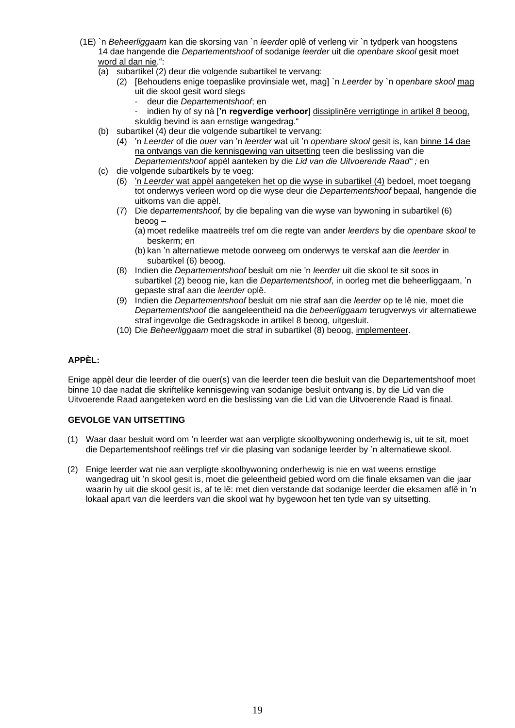(1E) `n *Beheerliggaam* kan die skorsing van `n *leerder* oplê of verleng vir `n tydperk van hoogstens 14 dae hangende die *Departementshoof* of sodanige *leerder* uit die *openbare skool* gesit moet <u>word al dan nie</u>.":

(a) subartikel (2) deur die volgende subartikel te vervang:

(2) [Behoudens enige toepaslike provinsiale wet, mag] `n *Leerder* by `n op*enbare skool* <u>mag</u> uit die skool gesit word slegs

- deur die *Departementshoof*; en
- indien hy of sy nà [**'n regverdige verhoor**] <u>dissiplinêre verrigtinge in artikel 8 beoog,</u> skuldig bevind is aan ernstige wangedrag."

(b) subartikel (4) deur die volgende subartikel te vervang:

(4) 'n *Leerder* of die *ouer* van 'n *leerder* wat uit 'n *openbare skool* gesit is, kan <u>binne 14 dae na ontvangs van die kennisgewing van uitsetting</u> teen die beslissing van die *Departementshoof* appèl aanteken by die *Lid van die Uitvoerende Raad" ;* en

(c) die volgende subartikels by te voeg:

(6) <u>'n *Leerder* wat appèl aangeteken het op die wyse in subartikel (4)</u> bedoel, moet toegang tot onderwys verleen word op die wyse deur die *Departementshoof* bepaal, hangende die uitkoms van die appèl.

(7) Die d*epartementshoof,* by die bepaling van die wyse van bywoning in subartikel (6) beoog –

(a) moet redelike maatreëls tref om die regte van ander *leerders* by die *openbare skool* te beskerm; en

(b) kan 'n alternatiewe metode oorweeg om onderwys te verskaf aan die *leerder* in subartikel (6) beoog.

(8) Indien die *Departementshoof* besluit om nie 'n *leerder* uit die skool te sit soos in subartikel (2) beoog nie, kan die *Departementshoof*, in oorleg met die beheerliggaam, 'n gepaste straf aan die *leerder* oplê.

(9) Indien die *Departementshoof* besluit om nie straf aan die *leerder* op te lê nie, moet die *Departementshoof* die aangeleentheid na die *beheerliggaam* terugverwys vir alternatiewe straf ingevolge die Gedragskode in artikel 8 beoog, uitgesluit.

(10) Die *Beheerliggaam* moet die straf in subartikel (8) beoog, <u>implementeer</u>.

**APPÈL:**

Enige appèl deur die leerder of die ouer(s) van die leerder teen die besluit van die Departementshoof moet binne 10 dae nadat die skriftelike kennisgewing van sodanige besluit ontvang is, by die Lid van die Uitvoerende Raad aangeteken word en die beslissing van die Lid van die Uitvoerende Raad is finaal.

**GEVOLGE VAN UITSETTING**

(1) Waar daar besluit word om 'n leerder wat aan verpligte skoolbywoning onderhewig is, uit te sit, moet die Departementshoof reëlings tref vir die plasing van sodanige leerder by 'n alternatiewe skool.

(2) Enige leerder wat nie aan verpligte skoolbywoning onderhewig is nie en wat weens ernstige wangedrag uit 'n skool gesit is, moet die geleentheid gebied word om die finale eksamen van die jaar waarin hy uit die skool gesit is, af te lê: met dien verstande dat sodanige leerder die eksamen aflê in 'n lokaal apart van die leerders van die skool wat hy bygewoon het ten tyde van sy uitsetting.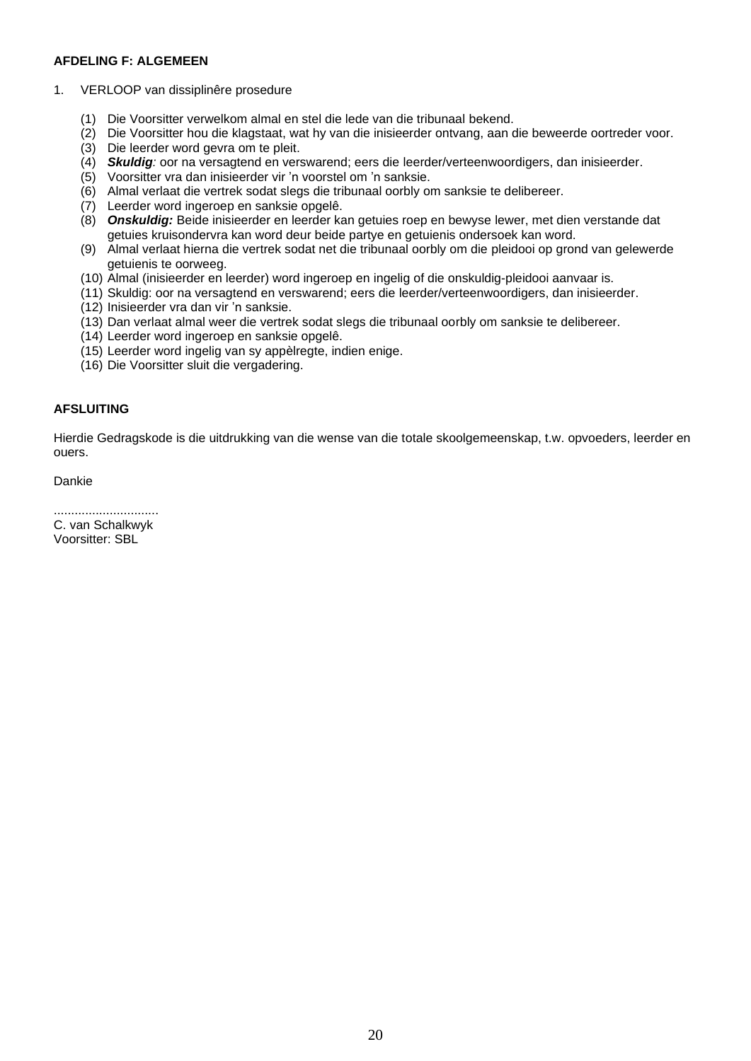**AFDELING F: ALGEMEEN**

1. VERLOOP van dissiplinêre prosedure

    (1) Die Voorsitter verwelkom almal en stel die lede van die tribunaal bekend.
    (2) Die Voorsitter hou die klagstaat, wat hy van die inisieerder ontvang, aan die beweerde oortreder voor.
    (3) Die leerder word gevra om te pleit.
    (4) ***Skuldig**:* oor na versagtend en verswarend; eers die leerder/verteenwoordigers, dan inisieerder.
    (5) Voorsitter vra dan inisieerder vir 'n voorstel om 'n sanksie.
    (6) Almal verlaat die vertrek sodat slegs die tribunaal oorbly om sanksie te delibereer.
    (7) Leerder word ingeroep en sanksie opgelê.
    (8) ***Onskuldig:*** Beide inisieerder en leerder kan getuies roep en bewyse lewer, met dien verstande dat getuies kruisondervra kan word deur beide partye en getuienis ondersoek kan word.
    (9) Almal verlaat hierna die vertrek sodat net die tribunaal oorbly om die pleidooi op grond van gelewerde getuienis te oorweeg.
    (10) Almal (inisieerder en leerder) word ingeroep en ingelig of die onskuldig-pleidooi aanvaar is.
    (11) Skuldig: oor na versagtend en verswarend; eers die leerder/verteenwoordigers, dan inisieerder.
    (12) Inisieerder vra dan vir 'n sanksie.
    (13) Dan verlaat almal weer die vertrek sodat slegs die tribunaal oorbly om sanksie te delibereer.
    (14) Leerder word ingeroep en sanksie opgelê.
    (15) Leerder word ingelig van sy appèlregte, indien enige.
    (16) Die Voorsitter sluit die vergadering.

**AFSLUITING**

Hierdie Gedragskode is die uitdrukking van die wense van die totale skoolgemeenskap, t.w. opvoeders, leerder en ouers.

Dankie

..............................
C. van Schalkwyk
Voorsitter: SBL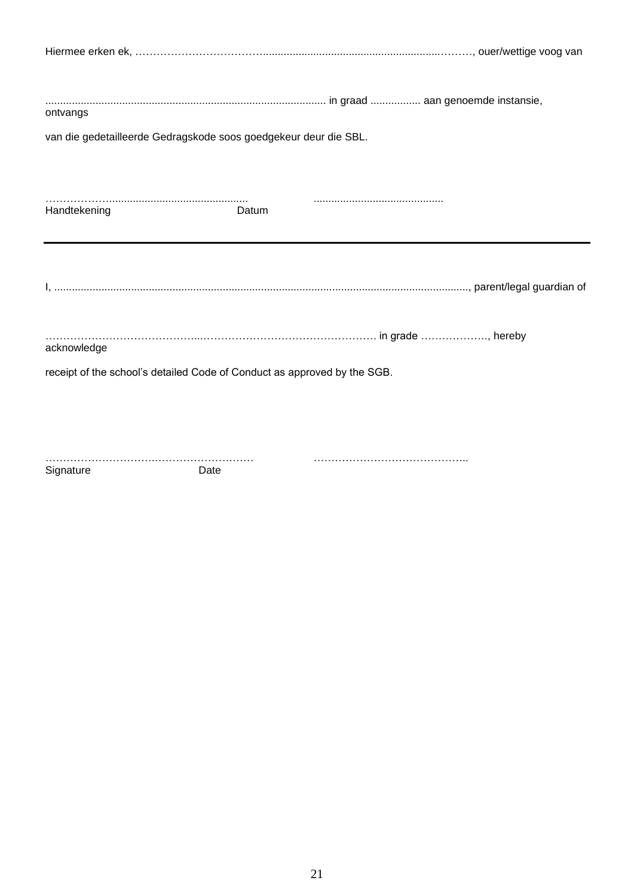Hiermee erken ek, ……………………………….........................................................………, ouer/wettige voog van

.............................................................................................. in graad ................. aan genoemde instansie, ontvangs

van die gedetailleerde Gedragskode soos goedgekeur deur die SBL.

………………............................................... ............................................

Handtekening Datum

---

I, ..........................................................................................................................................., parent/legal guardian of

……………………………………...…………………………………………… in grade ………………., hereby acknowledge

receipt of the school's detailed Code of Conduct as approved by the SGB.

……………………….…………………………… ……………………………………..

Signature Date